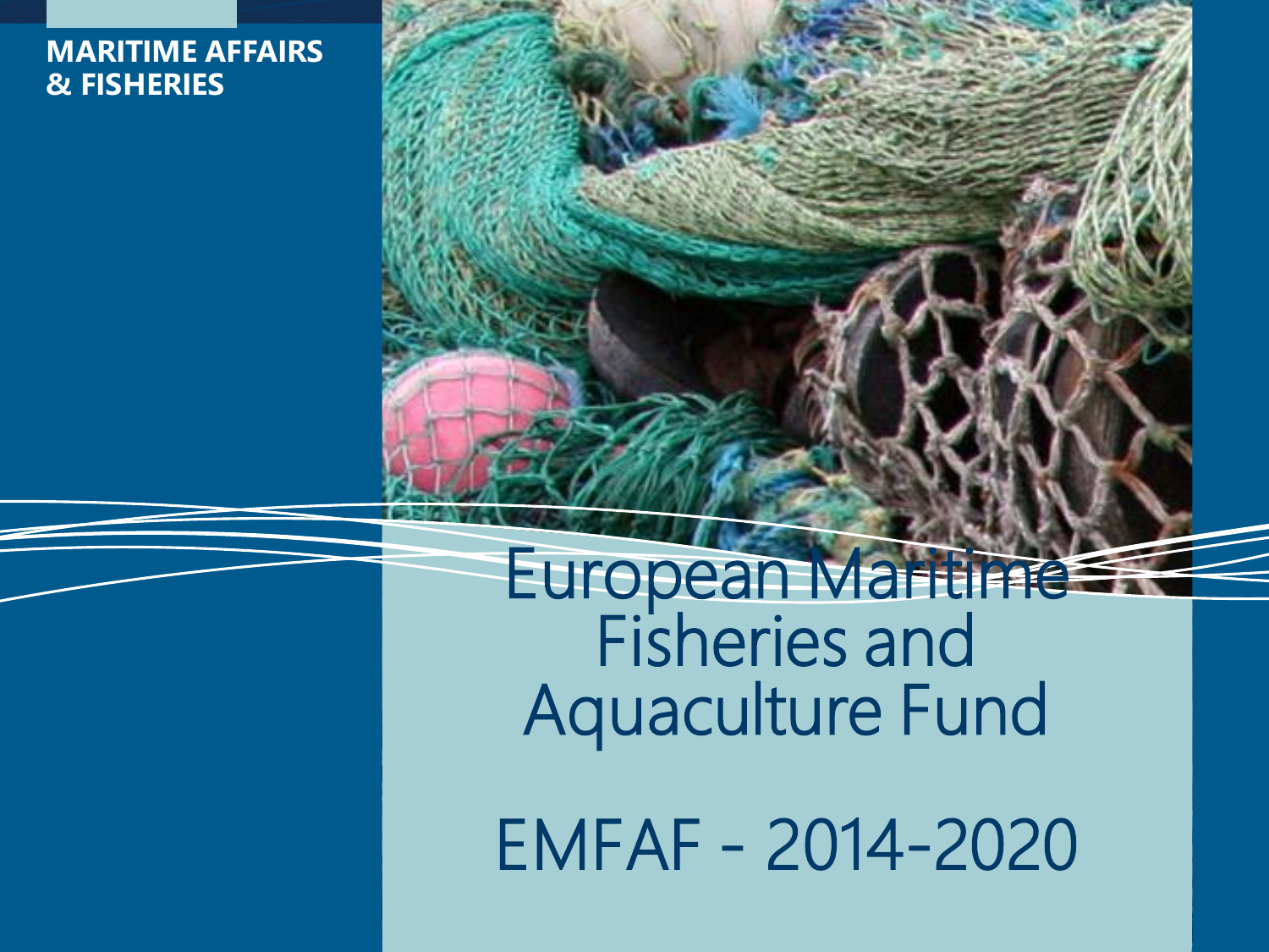**MARITIME AFFAIRS & FISHERIES**

# European Maritime Fisheries and Aquaculture Fund

# EMFAF - 2014-2020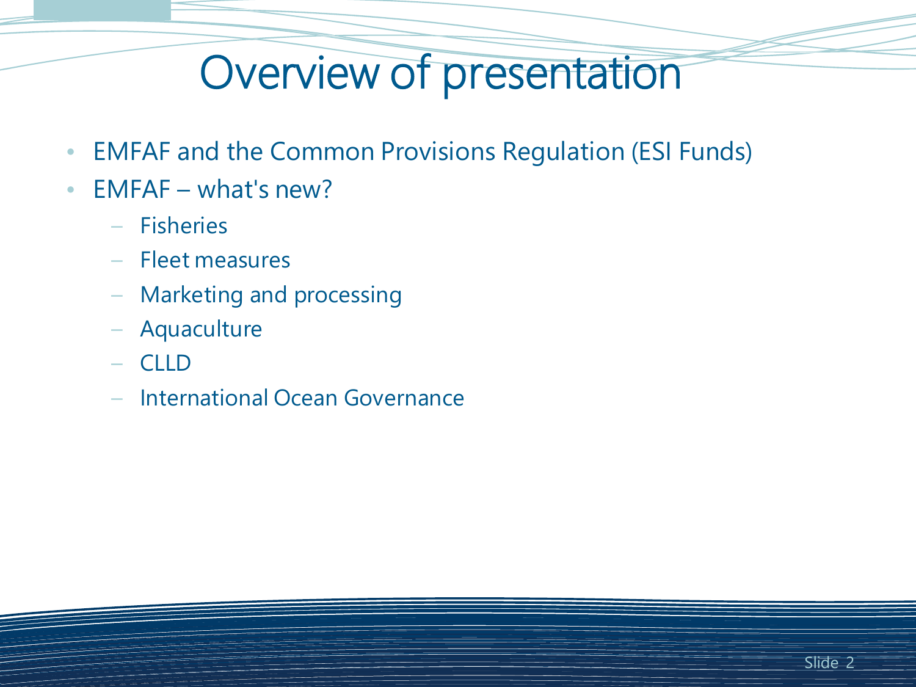# Overview of presentation

- EMFAF and the Common Provisions Regulation (ESI Funds)
- EMFAF – what's new?
  - Fisheries
  - Fleet measures
  - Marketing and processing
  - Aquaculture
  - CLLD
  - International Ocean Governance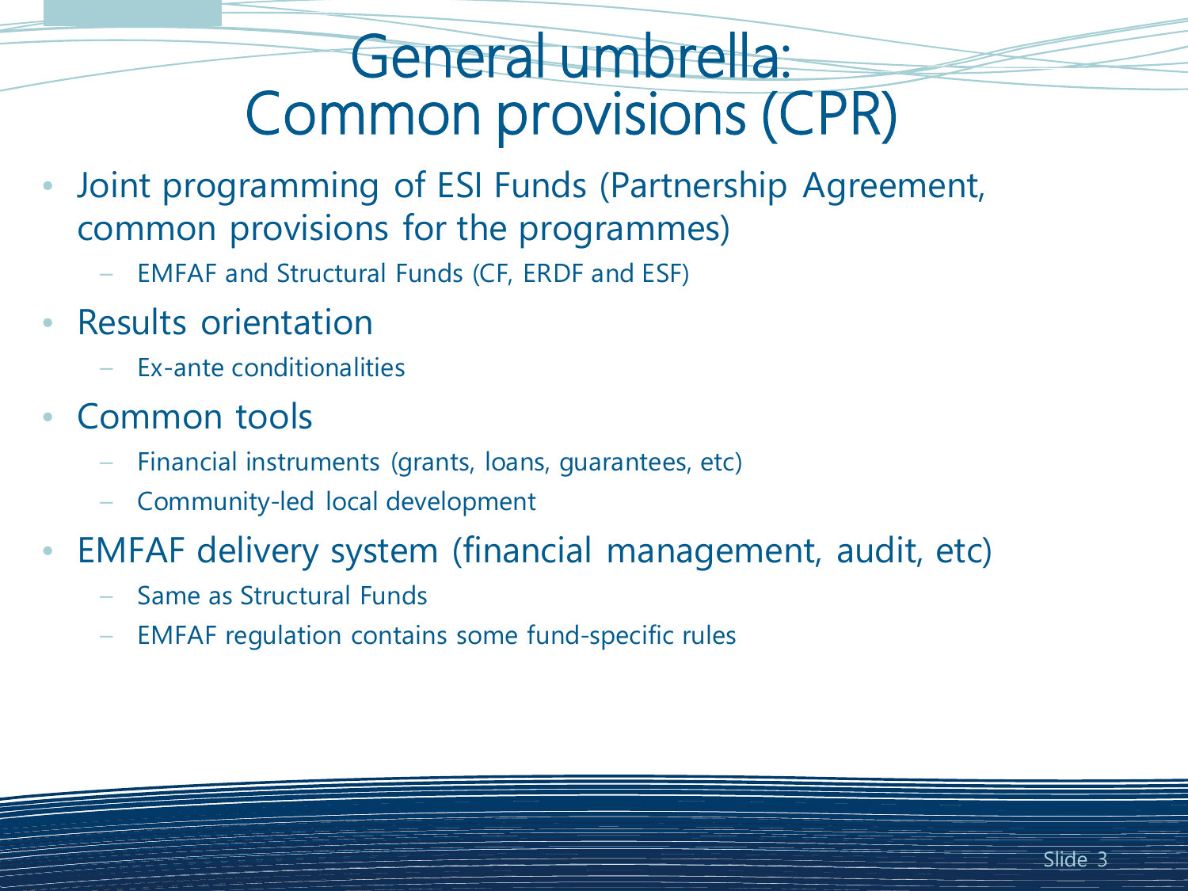# General umbrella: Common provisions (CPR)

- Joint programming of ESI Funds (Partnership Agreement, common provisions for the programmes)
  - EMFAF and Structural Funds (CF, ERDF and ESF)
- Results orientation
  - Ex-ante conditionalities
- Common tools
  - Financial instruments (grants, loans, guarantees, etc)
  - Community-led local development
- EMFAF delivery system (financial management, audit, etc)
  - Same as Structural Funds
  - EMFAF regulation contains some fund-specific rules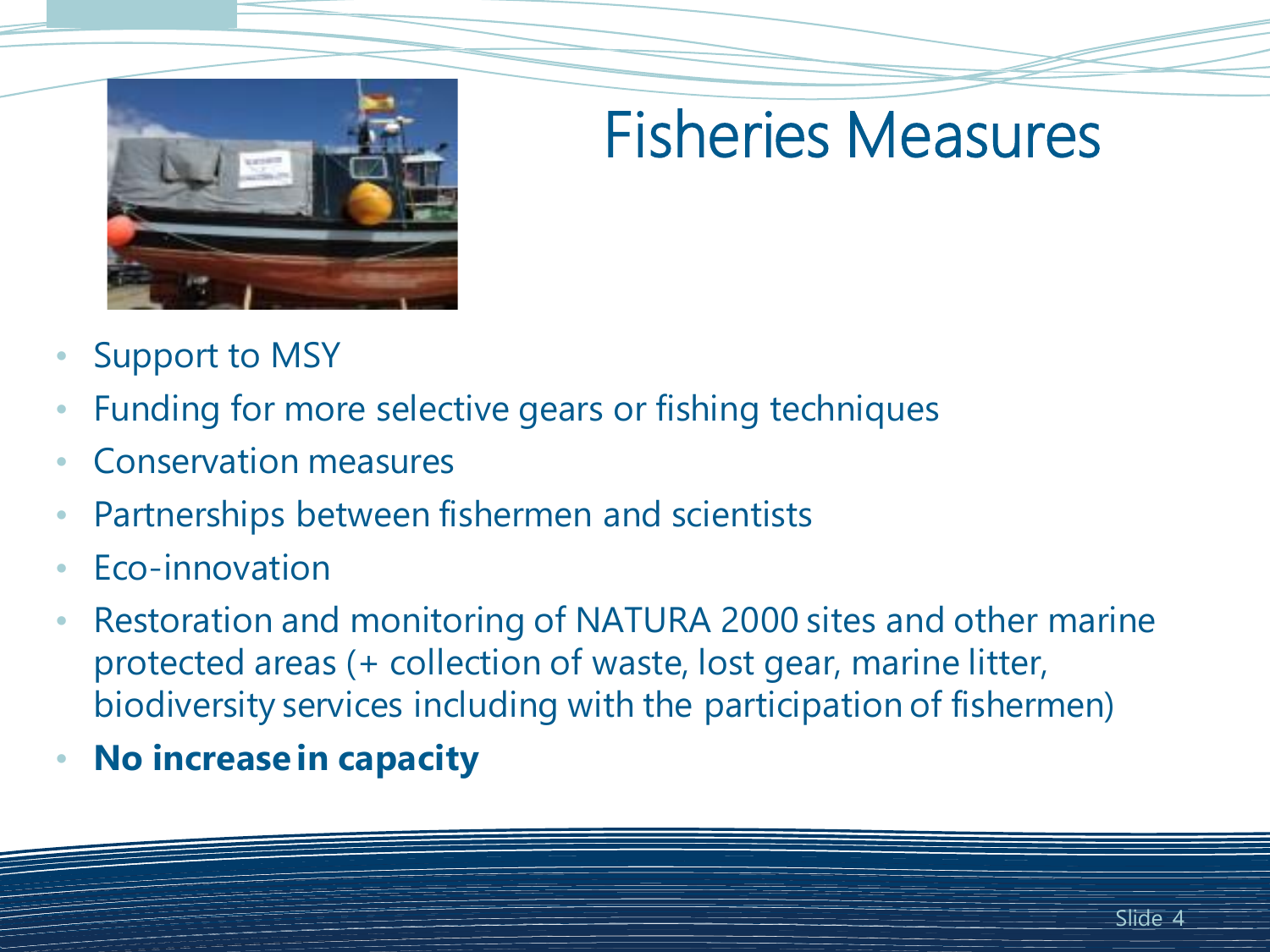# Fisheries Measures

- Support to MSY
- Funding for more selective gears or fishing techniques
- Conservation measures
- Partnerships between fishermen and scientists
- Eco-innovation
- Restoration and monitoring of NATURA 2000 sites and other marine protected areas (+ collection of waste, lost gear, marine litter, biodiversity services including with the participation of fishermen)
- **No increase in capacity**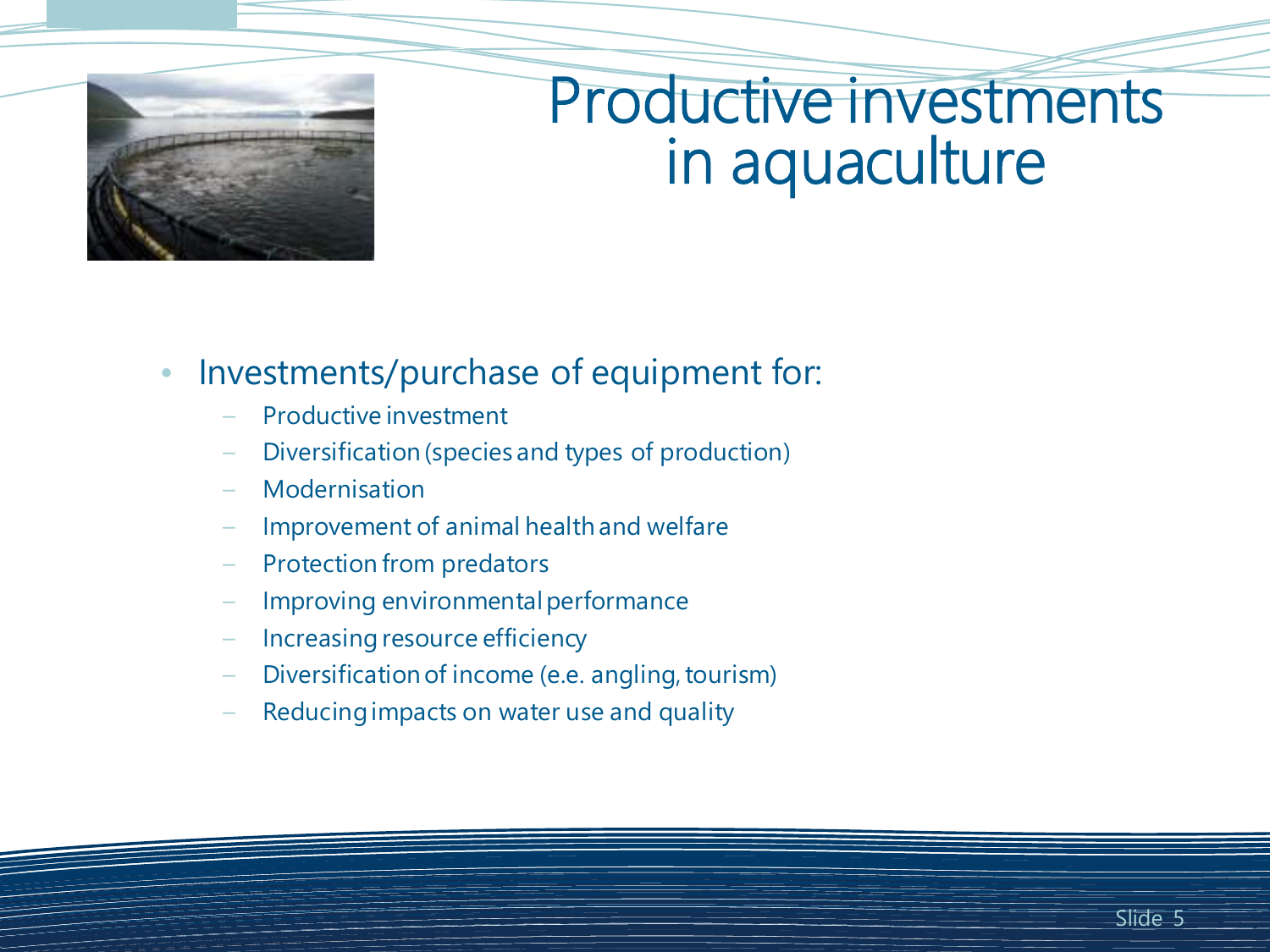# Productive investments in aquaculture

- Investments/purchase of equipment for:
  - Productive investment
  - Diversification (species and types of production)
  - Modernisation
  - Improvement of animal health and welfare
  - Protection from predators
  - Improving environmental performance
  - Increasing resource efficiency
  - Diversification of income (e.e. angling, tourism)
  - Reducing impacts on water use and quality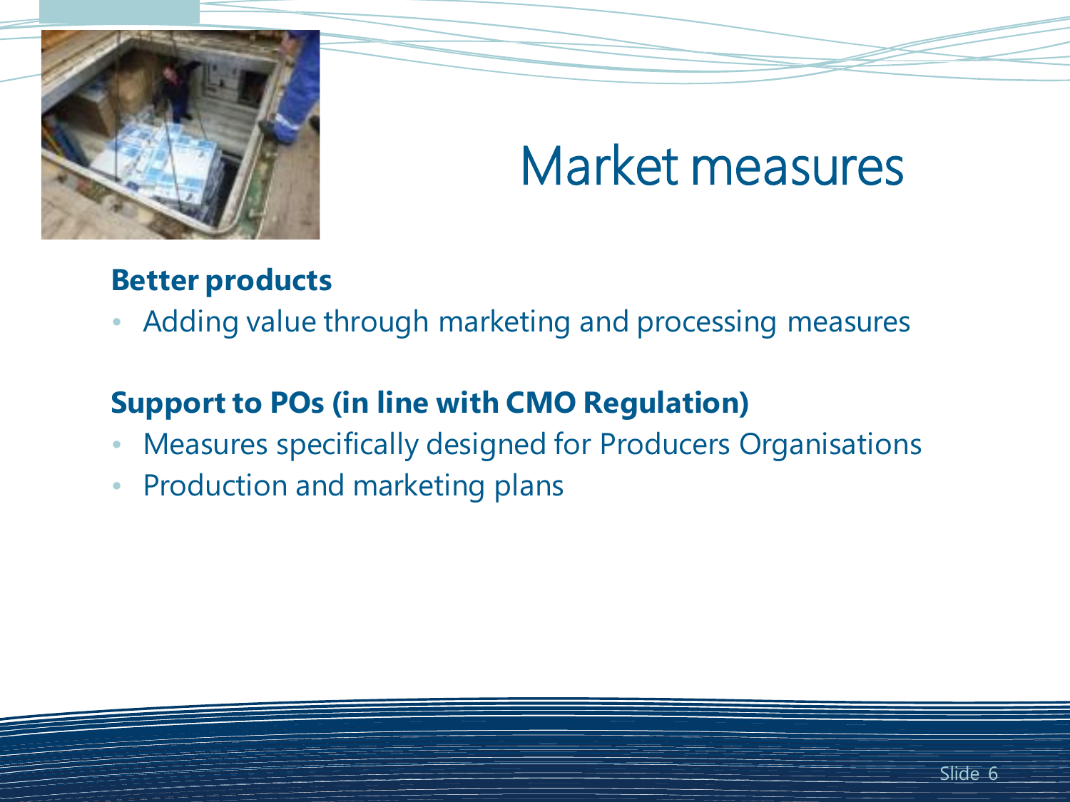# Market measures

**Better products**

- Adding value through marketing and processing measures

**Support to POs (in line with CMO Regulation)**

- Measures specifically designed for Producers Organisations
- Production and marketing plans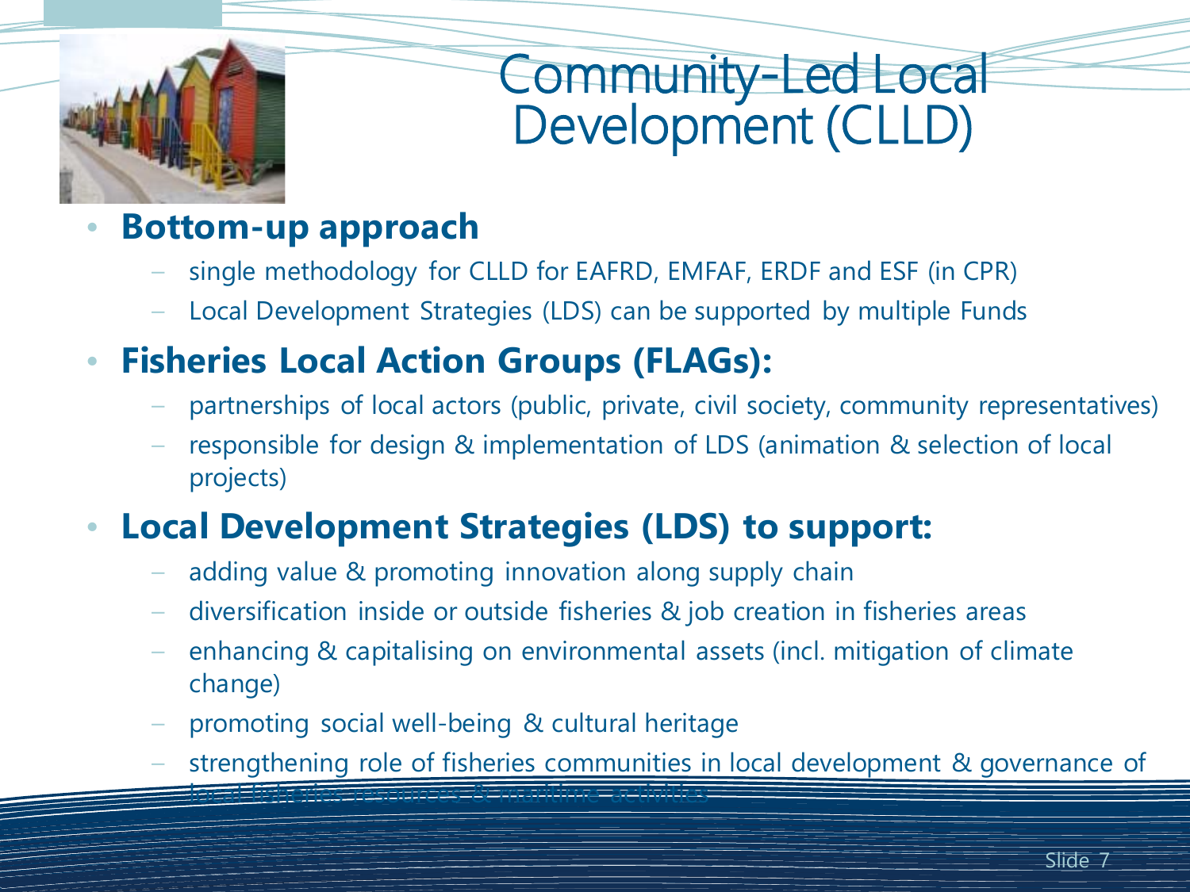# Community-Led Local Development (CLLD)

- **Bottom-up approach**
  - single methodology for CLLD for EAFRD, EMFAF, ERDF and ESF (in CPR)
  - Local Development Strategies (LDS) can be supported by multiple Funds
- **Fisheries Local Action Groups (FLAGs):**
  - partnerships of local actors (public, private, civil society, community representatives)
  - responsible for design & implementation of LDS (animation & selection of local projects)
- **Local Development Strategies (LDS) to support:**
  - adding value & promoting innovation along supply chain
  - diversification inside or outside fisheries & job creation in fisheries areas
  - enhancing & capitalising on environmental assets (incl. mitigation of climate change)
  - promoting social well-being & cultural heritage
  - strengthening role of fisheries communities in local development & governance of local fisheries resources & maritime activities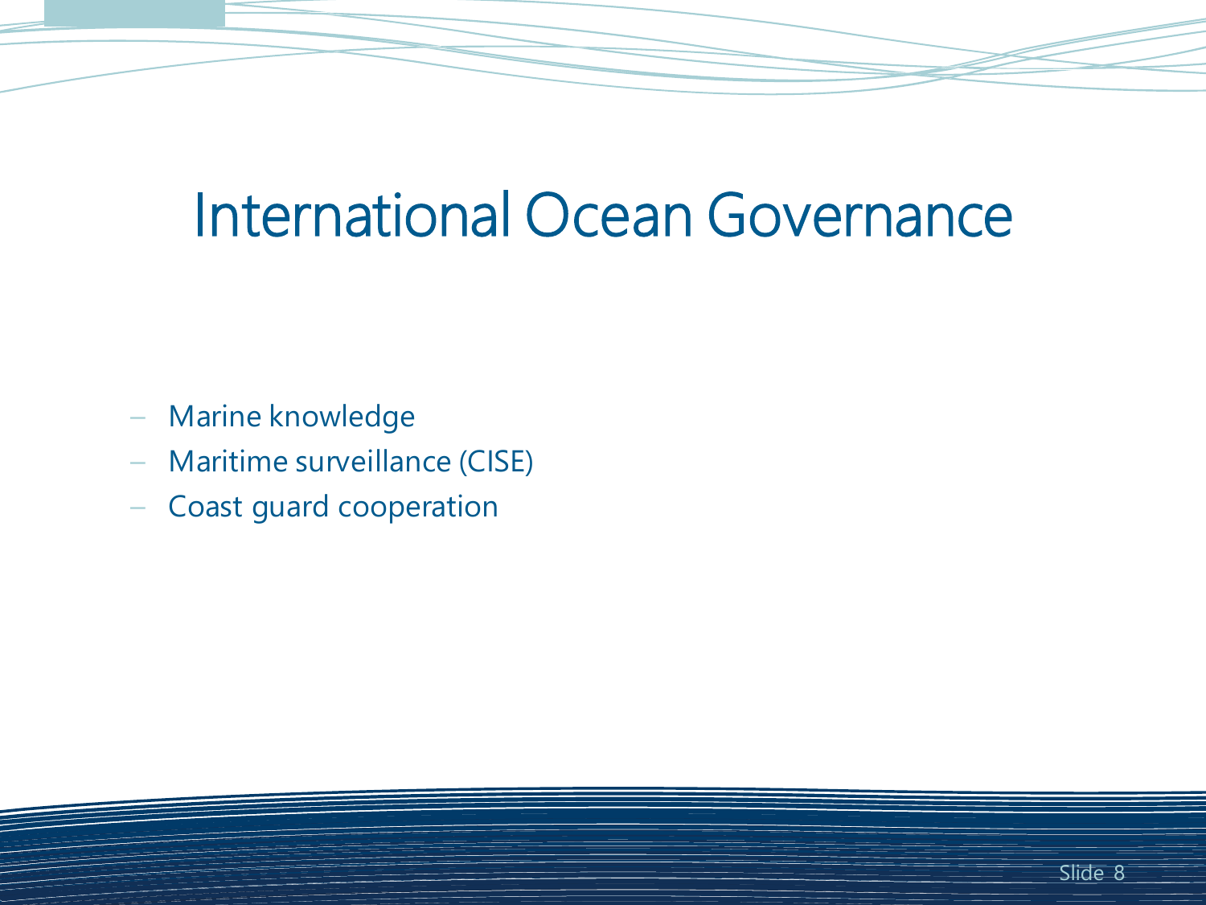# International Ocean Governance

- Marine knowledge
- Maritime surveillance (CISE)
- Coast guard cooperation